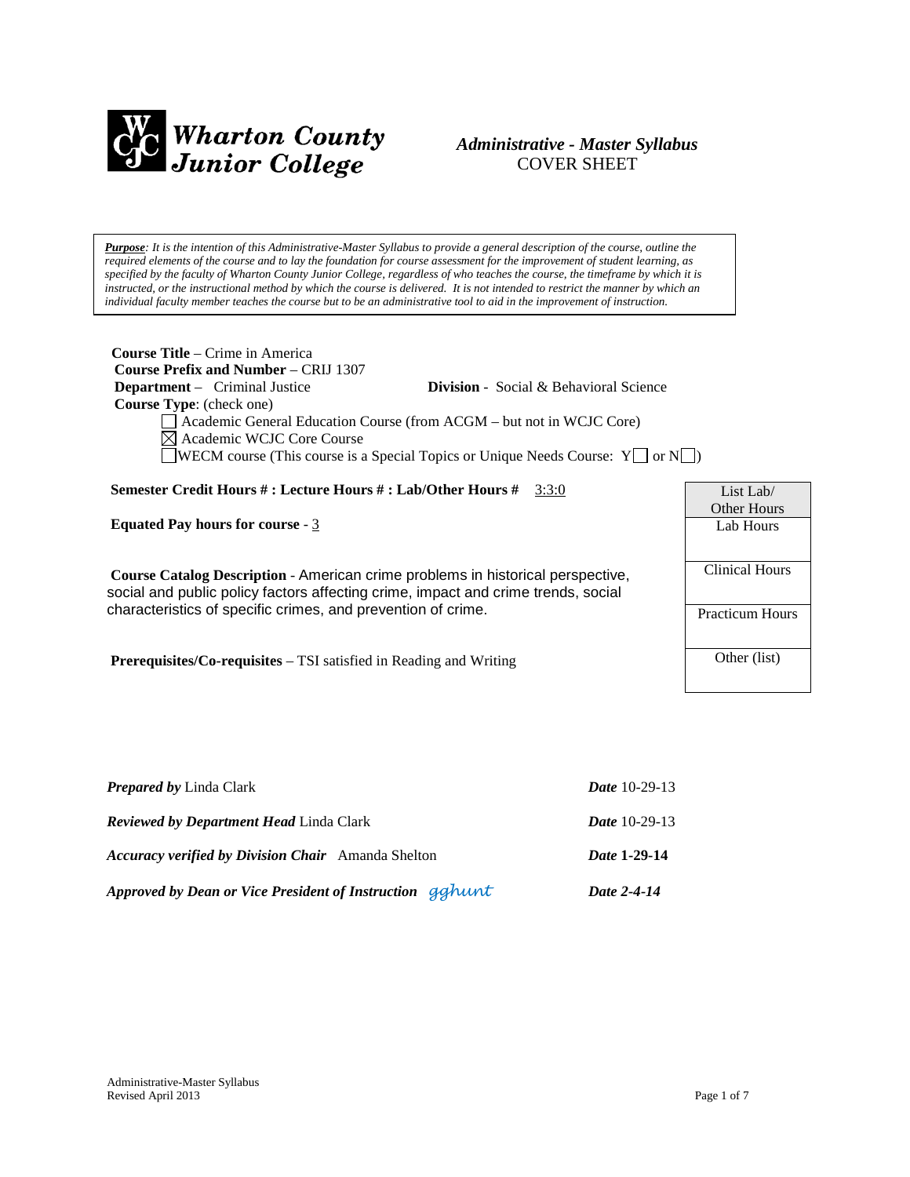# Wharton County Junior College

*Administrative - Master Syllabus*
COVER SHEET

***Purpose**: It is the intention of this Administrative-Master Syllabus to provide a general description of the course, outline the required elements of the course and to lay the foundation for course assessment for the improvement of student learning, as specified by the faculty of Wharton County Junior College, regardless of who teaches the course, the timeframe by which it is instructed, or the instructional method by which the course is delivered. It is not intended to restrict the manner by which an individual faculty member teaches the course but to be an administrative tool to aid in the improvement of instruction.*

**Course Title** – Crime in America
**Course Prefix and Number** – CRIJ 1307
**Department** – Criminal Justice **Division** - Social & Behavioral Science
**Course Type**: (check one)

- ☐ Academic General Education Course (from ACGM – but not in WCJC Core)
- ☒ Academic WCJC Core Course
- ☐ WECM course (This course is a Special Topics or Unique Needs Course: Y☐ or N☐)

**Semester Credit Hours # : Lecture Hours # : Lab/Other Hours #** 3:3:0

**Equated Pay hours for course** - 3

| List Lab/ Other Hours |
|---|
| Lab Hours |
| Clinical Hours |
| Practicum Hours |
| Other (list) |

**Course Catalog Description** - American crime problems in historical perspective, social and public policy factors affecting crime, impact and crime trends, social characteristics of specific crimes, and prevention of crime.

**Prerequisites/Co-requisites** – TSI satisfied in Reading and Writing

| | |
|---|---|
| ***Prepared by*** Linda Clark | ***Date*** 10-29-13 |
| ***Reviewed by Department Head*** Linda Clark | ***Date*** 10-29-13 |
| ***Accuracy verified by Division Chair*** Amanda Shelton | ***Date* 1-29-14** |
| ***Approved by Dean or Vice President of Instruction*** gghunt | ***Date 2-4-14*** |

Administrative-Master Syllabus
Revised April 2013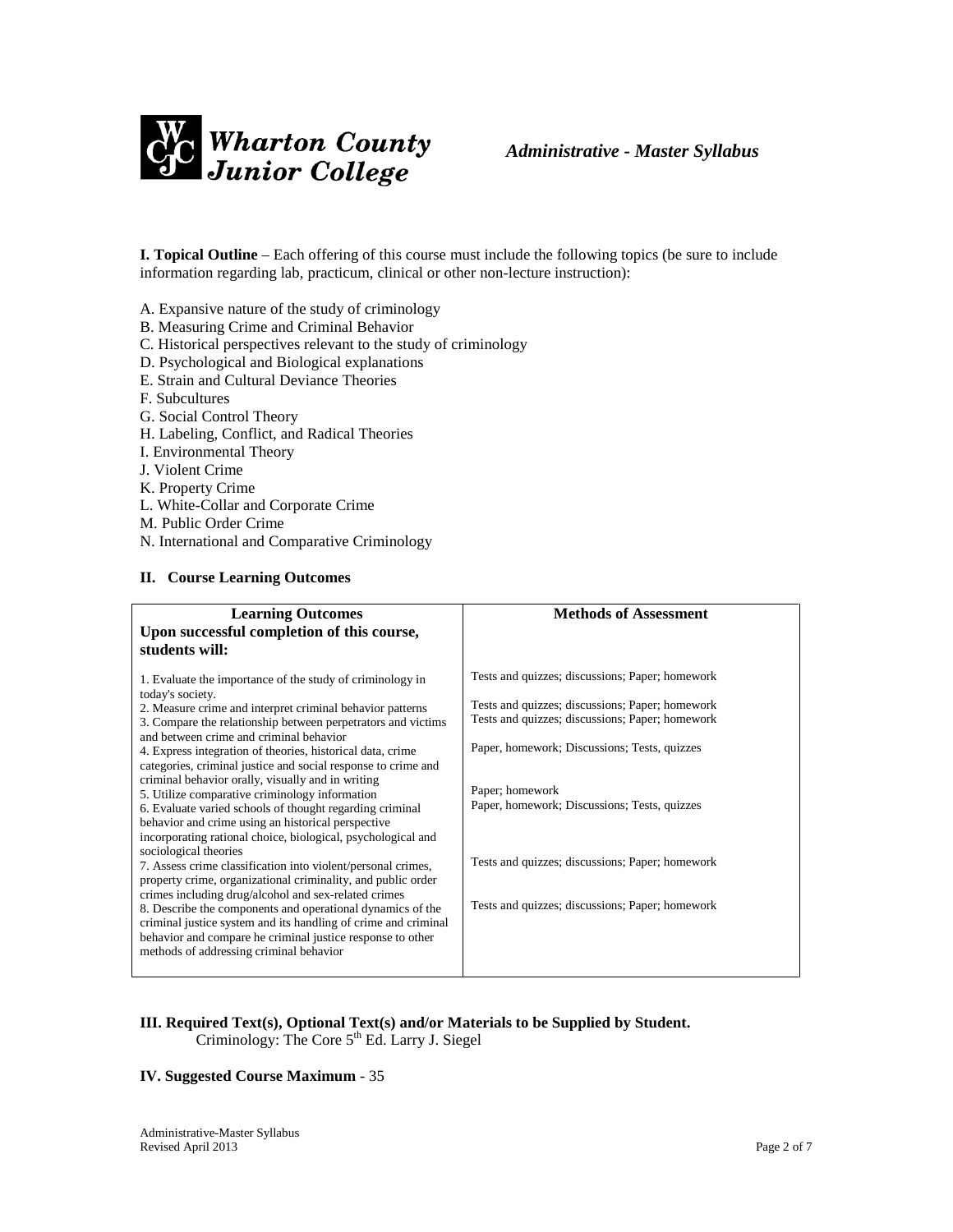**I. Topical Outline** – Each offering of this course must include the following topics (be sure to include information regarding lab, practicum, clinical or other non-lecture instruction):

A. Expansive nature of the study of criminology
B. Measuring Crime and Criminal Behavior
C. Historical perspectives relevant to the study of criminology
D. Psychological and Biological explanations
E. Strain and Cultural Deviance Theories
F. Subcultures
G. Social Control Theory
H. Labeling, Conflict, and Radical Theories
I. Environmental Theory
J. Violent Crime
K. Property Crime
L. White-Collar and Corporate Crime
M. Public Order Crime
N. International and Comparative Criminology

## II. Course Learning Outcomes

| **Learning Outcomes**<br>**Upon successful completion of this course, students will:** | **Methods of Assessment** |
|---|---|
| 1. Evaluate the importance of the study of criminology in today's society. | Tests and quizzes; discussions; Paper; homework |
| 2. Measure crime and interpret criminal behavior patterns | Tests and quizzes; discussions; Paper; homework |
| 3. Compare the relationship between perpetrators and victims and between crime and criminal behavior | Tests and quizzes; discussions; Paper; homework |
| 4. Express integration of theories, historical data, crime categories, criminal justice and social response to crime and criminal behavior orally, visually and in writing | Paper, homework; Discussions; Tests, quizzes |
| 5. Utilize comparative criminology information | Paper; homework |
| 6. Evaluate varied schools of thought regarding criminal behavior and crime using an historical perspective incorporating rational choice, biological, psychological and sociological theories | Paper, homework; Discussions; Tests, quizzes |
| 7. Assess crime classification into violent/personal crimes, property crime, organizational criminality, and public order crimes including drug/alcohol and sex-related crimes | Tests and quizzes; discussions; Paper; homework |
| 8. Describe the components and operational dynamics of the criminal justice system and its handling of crime and criminal behavior and compare he criminal justice response to other methods of addressing criminal behavior | Tests and quizzes; discussions; Paper; homework |

**III. Required Text(s), Optional Text(s) and/or Materials to be Supplied by Student.**

Criminology: The Core 5th Ed. Larry J. Siegel

**IV. Suggested Course Maximum** - 35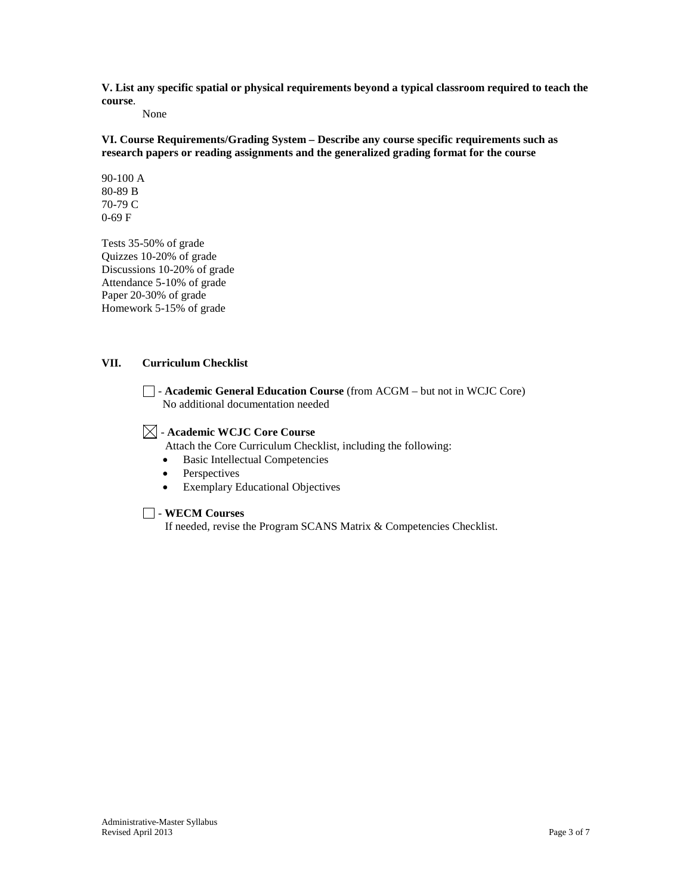**V. List any specific spatial or physical requirements beyond a typical classroom required to teach the course**.

None

**VI. Course Requirements/Grading System – Describe any course specific requirements such as research papers or reading assignments and the generalized grading format for the course**

90-100 A
80-89 B
70-79 C
0-69 F

Tests 35-50% of grade
Quizzes 10-20% of grade
Discussions 10-20% of grade
Attendance 5-10% of grade
Paper 20-30% of grade
Homework 5-15% of grade

**VII. Curriculum Checklist**

☐ - **Academic General Education Course** (from ACGM – but not in WCJC Core)
No additional documentation needed

☒ - **Academic WCJC Core Course**
Attach the Core Curriculum Checklist, including the following:

- Basic Intellectual Competencies
- Perspectives
- Exemplary Educational Objectives

☐ - **WECM Courses**
If needed, revise the Program SCANS Matrix & Competencies Checklist.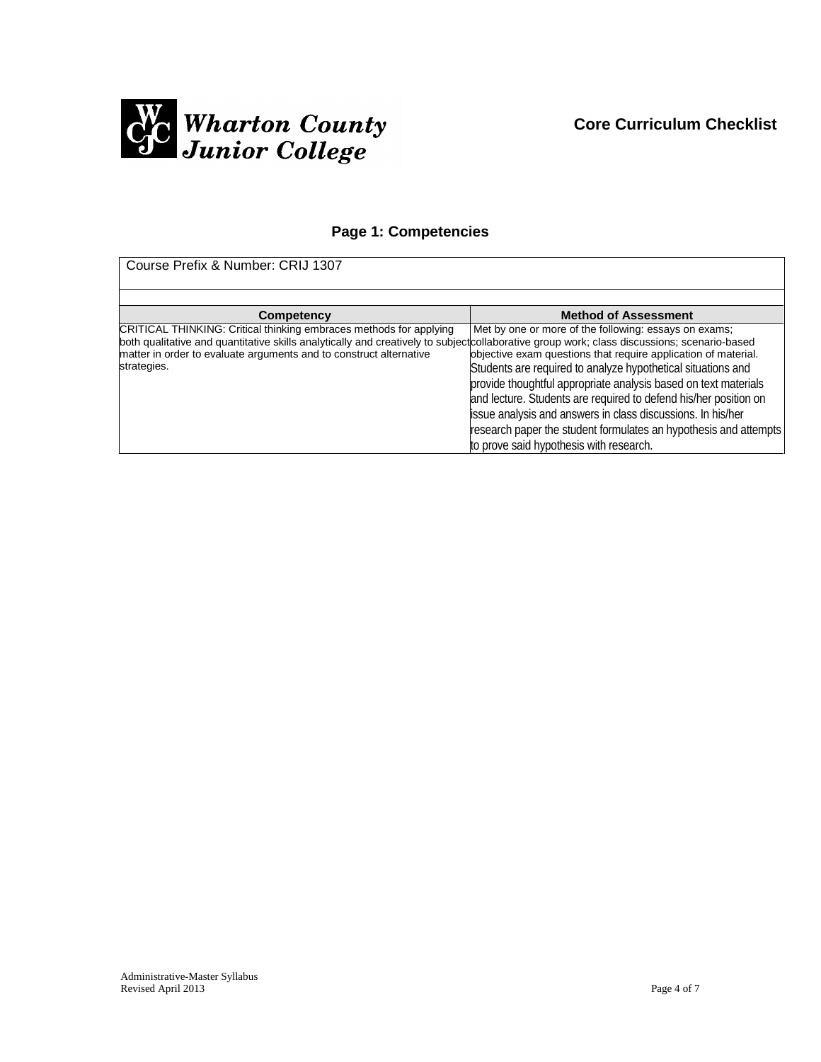Wharton County Junior College

**Core Curriculum Checklist**

## Page 1: Competencies

| Course Prefix & Number: CRIJ 1307 | |
|---|---|
| **Competency** | **Method of Assessment** |
| CRITICAL THINKING: Critical thinking embraces methods for applying both qualitative and quantitative skills analytically and creatively to subject matter in order to evaluate arguments and to construct alternative strategies. | Met by one or more of the following: essays on exams; collaborative group work; class discussions; scenario-based objective exam questions that require application of material. Students are required to analyze hypothetical situations and provide thoughtful appropriate analysis based on text materials and lecture. Students are required to defend his/her position on issue analysis and answers in class discussions. In his/her research paper the student formulates an hypothesis and attempts to prove said hypothesis with research. |

Administrative-Master Syllabus
Revised April 2013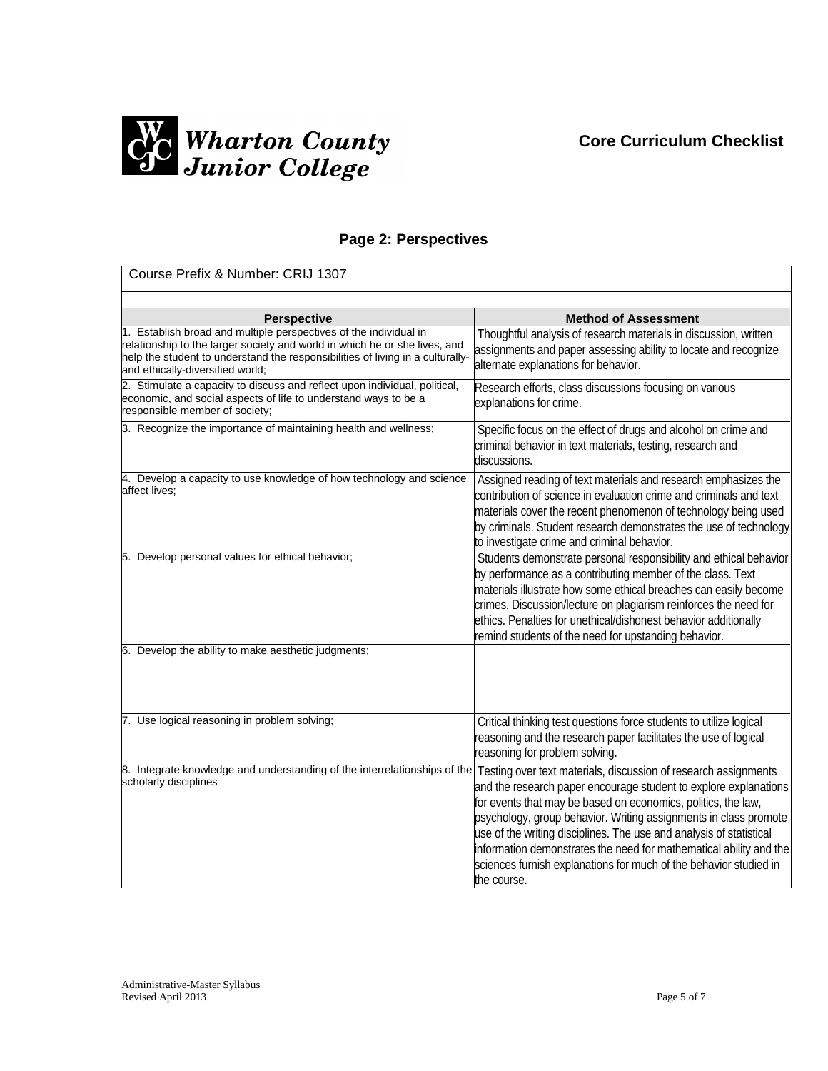Wharton County Junior College

**Core Curriculum Checklist**

## Page 2: Perspectives

| Course Prefix & Number: CRIJ 1307 | |
|---|---|
| **Perspective** | **Method of Assessment** |
| 1. Establish broad and multiple perspectives of the individual in relationship to the larger society and world in which he or she lives, and help the student to understand the responsibilities of living in a culturally- and ethically-diversified world; | Thoughtful analysis of research materials in discussion, written assignments and paper assessing ability to locate and recognize alternate explanations for behavior. |
| 2. Stimulate a capacity to discuss and reflect upon individual, political, economic, and social aspects of life to understand ways to be a responsible member of society; | Research efforts, class discussions focusing on various explanations for crime. |
| 3. Recognize the importance of maintaining health and wellness; | Specific focus on the effect of drugs and alcohol on crime and criminal behavior in text materials, testing, research and discussions. |
| 4. Develop a capacity to use knowledge of how technology and science affect lives; | Assigned reading of text materials and research emphasizes the contribution of science in evaluation crime and criminals and text materials cover the recent phenomenon of technology being used by criminals. Student research demonstrates the use of technology to investigate crime and criminal behavior. |
| 5. Develop personal values for ethical behavior; | Students demonstrate personal responsibility and ethical behavior by performance as a contributing member of the class. Text materials illustrate how some ethical breaches can easily become crimes. Discussion/lecture on plagiarism reinforces the need for ethics. Penalties for unethical/dishonest behavior additionally remind students of the need for upstanding behavior. |
| 6. Develop the ability to make aesthetic judgments; | |
| 7. Use logical reasoning in problem solving; | Critical thinking test questions force students to utilize logical reasoning and the research paper facilitates the use of logical reasoning for problem solving. |
| 8. Integrate knowledge and understanding of the interrelationships of the scholarly disciplines | Testing over text materials, discussion of research assignments and the research paper encourage student to explore explanations for events that may be based on economics, politics, the law, psychology, group behavior. Writing assignments in class promote use of the writing disciplines. The use and analysis of statistical information demonstrates the need for mathematical ability and the sciences furnish explanations for much of the behavior studied in the course. |

Administrative-Master Syllabus
Revised April 2013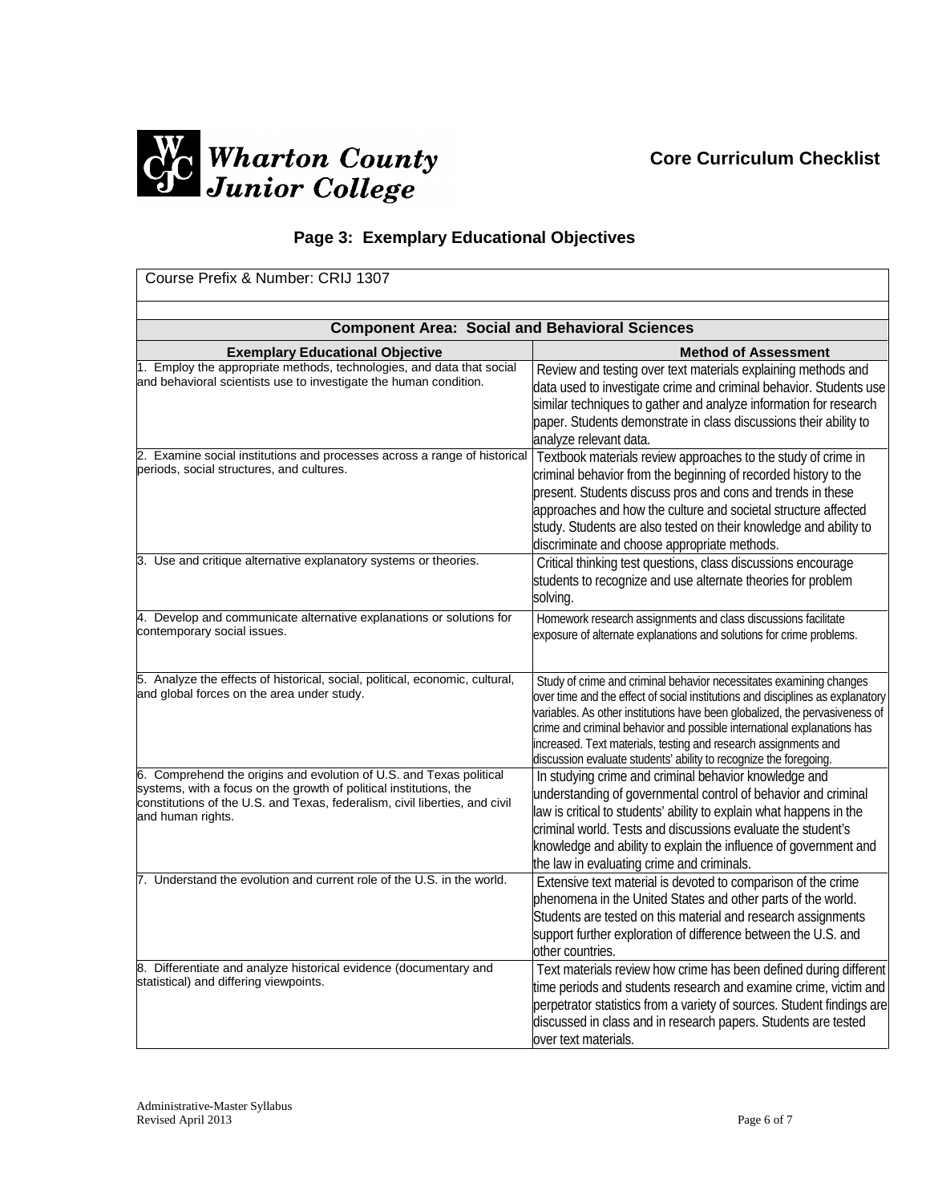Wharton County Junior College

**Core Curriculum Checklist**

## Page 3: Exemplary Educational Objectives

Course Prefix & Number: CRIJ 1307

**Component Area: Social and Behavioral Sciences**

| Exemplary Educational Objective | Method of Assessment |
|---|---|
| 1. Employ the appropriate methods, technologies, and data that social and behavioral scientists use to investigate the human condition. | Review and testing over text materials explaining methods and data used to investigate crime and criminal behavior. Students use similar techniques to gather and analyze information for research paper. Students demonstrate in class discussions their ability to analyze relevant data. |
| 2. Examine social institutions and processes across a range of historical periods, social structures, and cultures. | Textbook materials review approaches to the study of crime in criminal behavior from the beginning of recorded history to the present. Students discuss pros and cons and trends in these approaches and how the culture and societal structure affected study. Students are also tested on their knowledge and ability to discriminate and choose appropriate methods. |
| 3. Use and critique alternative explanatory systems or theories. | Critical thinking test questions, class discussions encourage students to recognize and use alternate theories for problem solving. |
| 4. Develop and communicate alternative explanations or solutions for contemporary social issues. | Homework research assignments and class discussions facilitate exposure of alternate explanations and solutions for crime problems. |
| 5. Analyze the effects of historical, social, political, economic, cultural, and global forces on the area under study. | Study of crime and criminal behavior necessitates examining changes over time and the effect of social institutions and disciplines as explanatory variables. As other institutions have been globalized, the pervasiveness of crime and criminal behavior and possible international explanations has increased. Text materials, testing and research assignments and discussion evaluate students' ability to recognize the foregoing. |
| 6. Comprehend the origins and evolution of U.S. and Texas political systems, with a focus on the growth of political institutions, the constitutions of the U.S. and Texas, federalism, civil liberties, and civil and human rights. | In studying crime and criminal behavior knowledge and understanding of governmental control of behavior and criminal law is critical to students' ability to explain what happens in the criminal world. Tests and discussions evaluate the student's knowledge and ability to explain the influence of government and the law in evaluating crime and criminals. |
| 7. Understand the evolution and current role of the U.S. in the world. | Extensive text material is devoted to comparison of the crime phenomena in the United States and other parts of the world. Students are tested on this material and research assignments support further exploration of difference between the U.S. and other countries. |
| 8. Differentiate and analyze historical evidence (documentary and statistical) and differing viewpoints. | Text materials review how crime has been defined during different time periods and students research and examine crime, victim and perpetrator statistics from a variety of sources. Student findings are discussed in class and in research papers. Students are tested over text materials. |

Administrative-Master Syllabus
Revised April 2013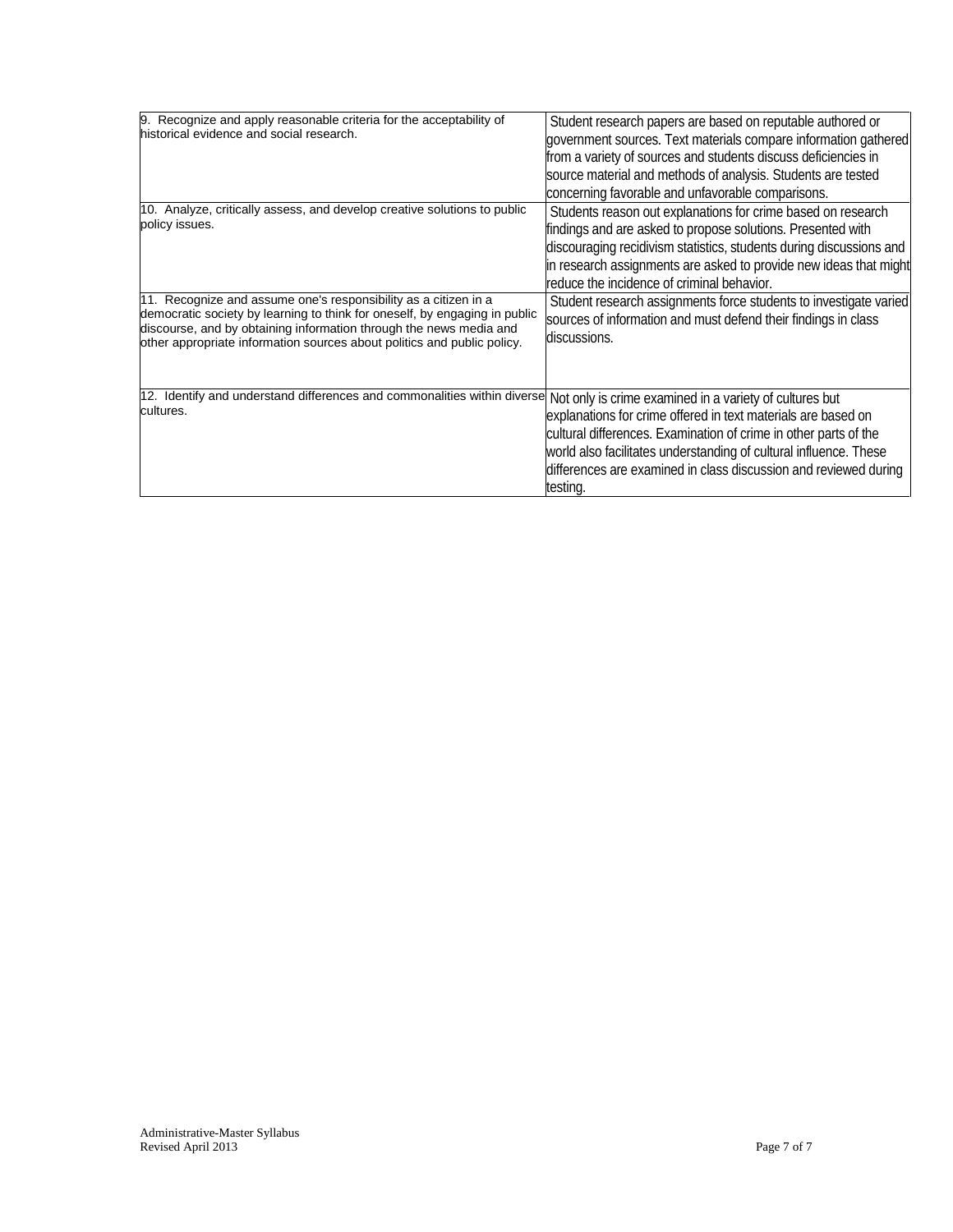| | |
|---|---|
| 9. Recognize and apply reasonable criteria for the acceptability of historical evidence and social research. | Student research papers are based on reputable authored or government sources. Text materials compare information gathered from a variety of sources and students discuss deficiencies in source material and methods of analysis. Students are tested concerning favorable and unfavorable comparisons. |
| 10. Analyze, critically assess, and develop creative solutions to public policy issues. | Students reason out explanations for crime based on research findings and are asked to propose solutions. Presented with discouraging recidivism statistics, students during discussions and in research assignments are asked to provide new ideas that might reduce the incidence of criminal behavior. |
| 11. Recognize and assume one's responsibility as a citizen in a democratic society by learning to think for oneself, by engaging in public discourse, and by obtaining information through the news media and other appropriate information sources about politics and public policy. | Student research assignments force students to investigate varied sources of information and must defend their findings in class discussions. |
| 12. Identify and understand differences and commonalities within diverse cultures. | Not only is crime examined in a variety of cultures but explanations for crime offered in text materials are based on cultural differences. Examination of crime in other parts of the world also facilitates understanding of cultural influence. These differences are examined in class discussion and reviewed during testing. |